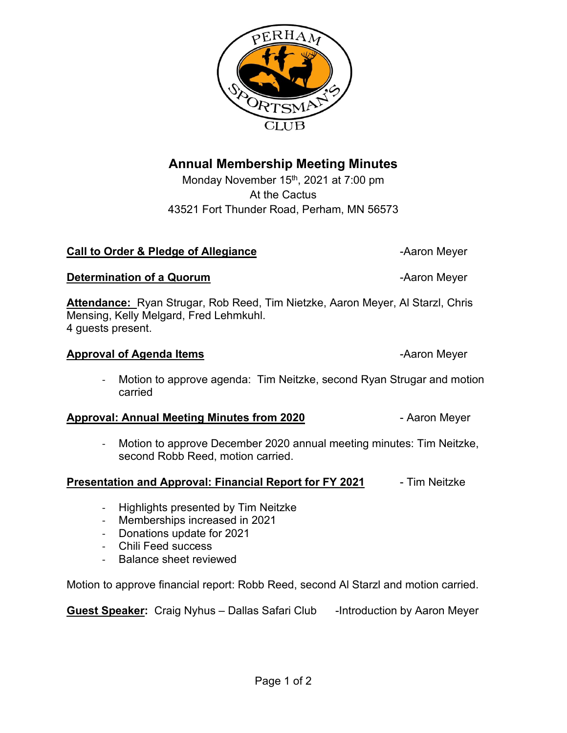PERHAM SPORTSMAN'S CLUB

# Annual Membership Meeting Minutes

Monday November 15th, 2021 at 7:00 pm
At the Cactus
43521 Fort Thunder Road, Perham, MN 56573

**Call to Order & Pledge of Allegiance** -Aaron Meyer

**Determination of a Quorum** -Aaron Meyer

**Attendance:** Ryan Strugar, Rob Reed, Tim Nietzke, Aaron Meyer, Al Starzl, Chris Mensing, Kelly Melgard, Fred Lehmkuhl.
4 guests present.

**Approval of Agenda Items** -Aaron Meyer

- Motion to approve agenda: Tim Neitzke, second Ryan Strugar and motion carried

**Approval: Annual Meeting Minutes from 2020** - Aaron Meyer

- Motion to approve December 2020 annual meeting minutes: Tim Neitzke, second Robb Reed, motion carried.

**Presentation and Approval: Financial Report for FY 2021** - Tim Neitzke

- Highlights presented by Tim Neitzke
- Memberships increased in 2021
- Donations update for 2021
- Chili Feed success
- Balance sheet reviewed

Motion to approve financial report: Robb Reed, second Al Starzl and motion carried.

**Guest Speaker:** Craig Nyhus – Dallas Safari Club -Introduction by Aaron Meyer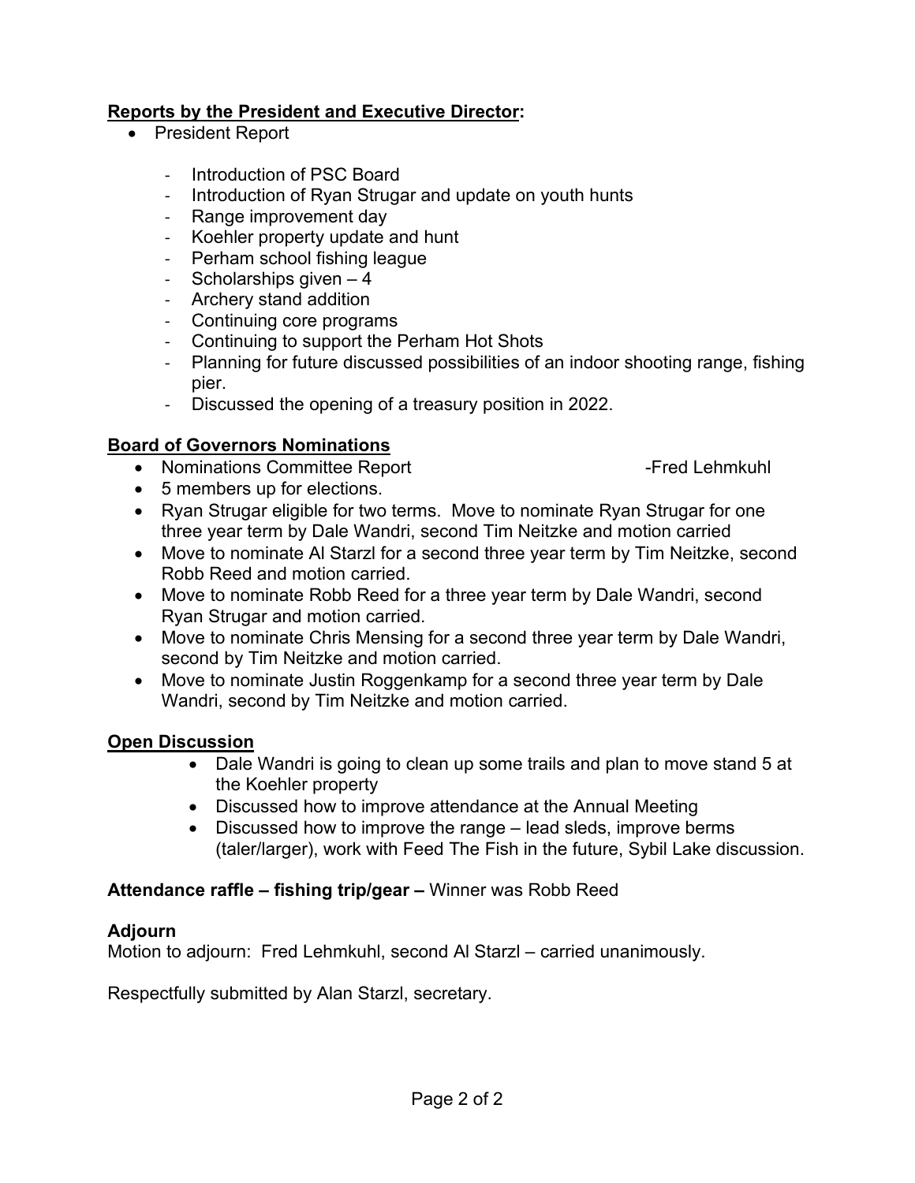**Reports by the President and Executive Director:**

- President Report
  - Introduction of PSC Board
  - Introduction of Ryan Strugar and update on youth hunts
  - Range improvement day
  - Koehler property update and hunt
  - Perham school fishing league
  - Scholarships given – 4
  - Archery stand addition
  - Continuing core programs
  - Continuing to support the Perham Hot Shots
  - Planning for future discussed possibilities of an indoor shooting range, fishing pier.
  - Discussed the opening of a treasury position in 2022.

**Board of Governors Nominations**

- Nominations Committee Report -Fred Lehmkuhl
- 5 members up for elections.
- Ryan Strugar eligible for two terms. Move to nominate Ryan Strugar for one three year term by Dale Wandri, second Tim Neitzke and motion carried
- Move to nominate Al Starzl for a second three year term by Tim Neitzke, second Robb Reed and motion carried.
- Move to nominate Robb Reed for a three year term by Dale Wandri, second Ryan Strugar and motion carried.
- Move to nominate Chris Mensing for a second three year term by Dale Wandri, second by Tim Neitzke and motion carried.
- Move to nominate Justin Roggenkamp for a second three year term by Dale Wandri, second by Tim Neitzke and motion carried.

**Open Discussion**

- Dale Wandri is going to clean up some trails and plan to move stand 5 at the Koehler property
- Discussed how to improve attendance at the Annual Meeting
- Discussed how to improve the range – lead sleds, improve berms (taler/larger), work with Feed The Fish in the future, Sybil Lake discussion.

**Attendance raffle – fishing trip/gear –** Winner was Robb Reed

**Adjourn**

Motion to adjourn: Fred Lehmkuhl, second Al Starzl – carried unanimously.

Respectfully submitted by Alan Starzl, secretary.